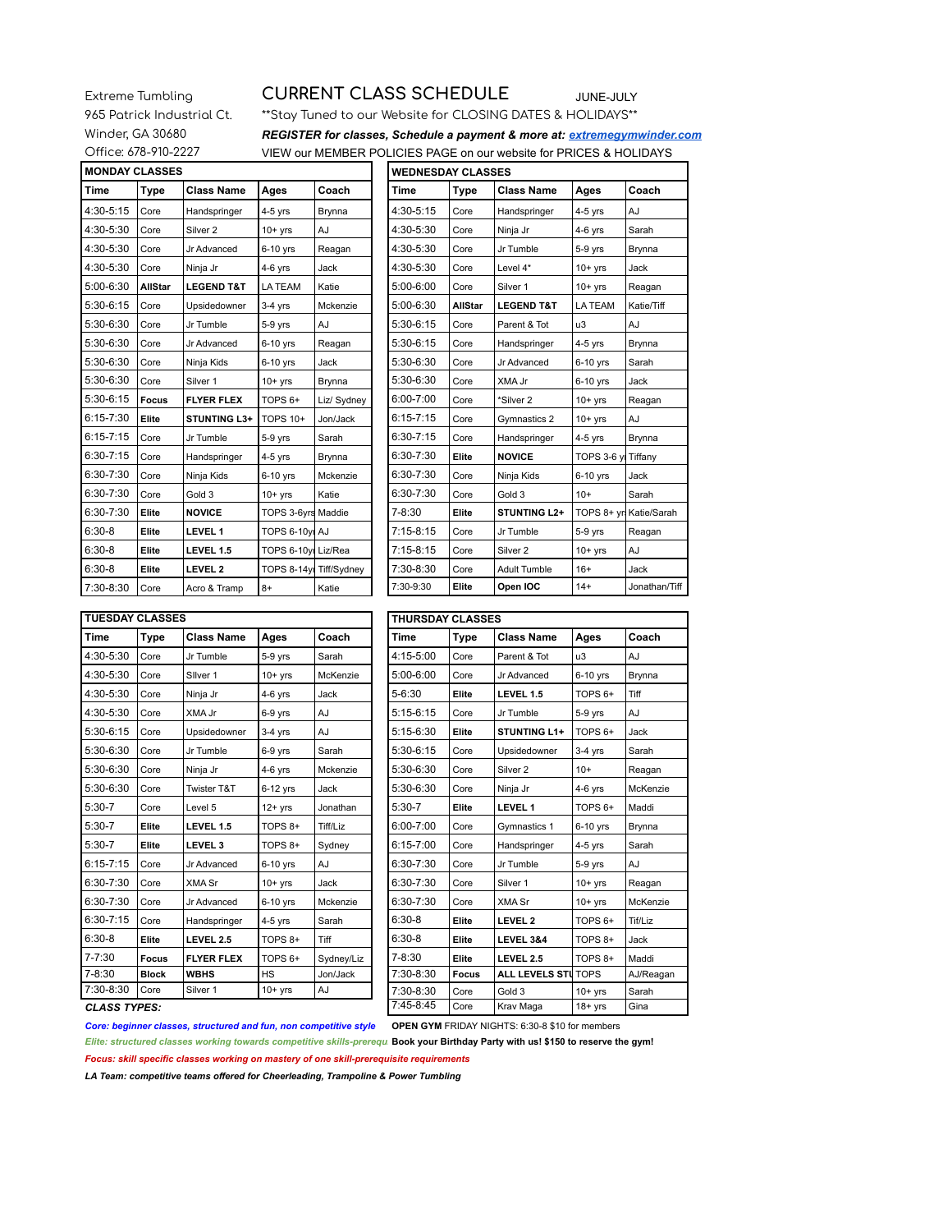Extreme Tumbling
965 Patrick Industrial Ct.
Winder, GA 30680
Office: 678-910-2227

# CURRENT CLASS SCHEDULE

JUNE-JULY

**Stay Tuned to our Website for CLOSING DATES & HOLIDAYS**

***REGISTER for classes, Schedule a payment & more at: extremegymwinder.com***

VIEW our MEMBER POLICIES PAGE on our website for PRICES & HOLIDAYS

## MONDAY CLASSES

| Time | Type | Class Name | Ages | Coach |
|---|---|---|---|---|
| 4:30-5:15 | Core | Handspringer | 4-5 yrs | Brynna |
| 4:30-5:30 | Core | Silver 2 | 10+ yrs | AJ |
| 4:30-5:30 | Core | Jr Advanced | 6-10 yrs | Reagan |
| 4:30-5:30 | Core | Ninja Jr | 4-6 yrs | Jack |
| 5:00-6:30 | **AllStar** | **LEGEND T&T** | LA TEAM | Katie |
| 5:30-6:15 | Core | Upsidedowner | 3-4 yrs | Mckenzie |
| 5:30-6:30 | Core | Jr Tumble | 5-9 yrs | AJ |
| 5:30-6:30 | Core | Jr Advanced | 6-10 yrs | Reagan |
| 5:30-6:30 | Core | Ninja Kids | 6-10 yrs | Jack |
| 5:30-6:30 | Core | Silver 1 | 10+ yrs | Brynna |
| 5:30-6:15 | **Focus** | **FLYER FLEX** | TOPS 6+ | Liz/ Sydney |
| 6:15-7:30 | **Elite** | **STUNTING L3+** | TOPS 10+ | Jon/Jack |
| 6:15-7:15 | Core | Jr Tumble | 5-9 yrs | Sarah |
| 6:30-7:15 | Core | Handspringer | 4-5 yrs | Brynna |
| 6:30-7:30 | Core | Ninja Kids | 6-10 yrs | Mckenzie |
| 6:30-7:30 | Core | Gold 3 | 10+ yrs | Katie |
| 6:30-7:30 | **Elite** | **NOVICE** | TOPS 3-6yrs | Maddie |
| 6:30-8 | **Elite** | **LEVEL 1** | TOPS 6-10y | AJ |
| 6:30-8 | **Elite** | **LEVEL 1.5** | TOPS 6-10y | Liz/Rea |
| 6:30-8 | **Elite** | **LEVEL 2** | TOPS 8-14y | Tiff/Sydney |
| 7:30-8:30 | Core | Acro & Tramp | 8+ | Katie |

## WEDNESDAY CLASSES

| Time | Type | Class Name | Ages | Coach |
|---|---|---|---|---|
| 4:30-5:15 | Core | Handspringer | 4-5 yrs | AJ |
| 4:30-5:30 | Core | Ninja Jr | 4-6 yrs | Sarah |
| 4:30-5:30 | Core | Jr Tumble | 5-9 yrs | Brynna |
| 4:30-5:30 | Core | Level 4* | 10+ yrs | Jack |
| 5:00-6:00 | Core | Silver 1 | 10+ yrs | Reagan |
| 5:00-6:30 | **AllStar** | **LEGEND T&T** | LA TEAM | Katie/Tiff |
| 5:30-6:15 | Core | Parent & Tot | u3 | AJ |
| 5:30-6:15 | Core | Handspringer | 4-5 yrs | Brynna |
| 5:30-6:30 | Core | Jr Advanced | 6-10 yrs | Sarah |
| 5:30-6:30 | Core | XMA Jr | 6-10 yrs | Jack |
| 6:00-7:00 | Core | *Silver 2 | 10+ yrs | Reagan |
| 6:15-7:15 | Core | Gymnastics 2 | 10+ yrs | AJ |
| 6:30-7:15 | Core | Handspringer | 4-5 yrs | Brynna |
| 6:30-7:30 | **Elite** | **NOVICE** | TOPS 3-6 y | Tiffany |
| 6:30-7:30 | Core | Ninja Kids | 6-10 yrs | Jack |
| 6:30-7:30 | Core | Gold 3 | 10+ | Sarah |
| 7-8:30 | **Elite** | **STUNTING L2+** | TOPS 8+ yr | Katie/Sarah |
| 7:15-8:15 | Core | Jr Tumble | 5-9 yrs | Reagan |
| 7:15-8:15 | Core | Silver 2 | 10+ yrs | AJ |
| 7:30-8:30 | Core | Adult Tumble | 16+ | Jack |
| 7:30-9:30 | **Elite** | **Open IOC** | 14+ | Jonathan/Tiff |

## TUESDAY CLASSES

| Time | Type | Class Name | Ages | Coach |
|---|---|---|---|---|
| 4:30-5:30 | Core | Jr Tumble | 5-9 yrs | Sarah |
| 4:30-5:30 | Core | SIlver 1 | 10+ yrs | McKenzie |
| 4:30-5:30 | Core | Ninja Jr | 4-6 yrs | Jack |
| 4:30-5:30 | Core | XMA Jr | 6-9 yrs | AJ |
| 5:30-6:15 | Core | Upsidedowner | 3-4 yrs | AJ |
| 5:30-6:30 | Core | Jr Tumble | 6-9 yrs | Sarah |
| 5:30-6:30 | Core | Ninja Jr | 4-6 yrs | Mckenzie |
| 5:30-6:30 | Core | Twister T&T | 6-12 yrs | Jack |
| 5:30-7 | Core | Level 5 | 12+ yrs | Jonathan |
| 5:30-7 | **Elite** | **LEVEL 1.5** | TOPS 8+ | Tiff/Liz |
| 5:30-7 | **Elite** | **LEVEL 3** | TOPS 8+ | Sydney |
| 6:15-7:15 | Core | Jr Advanced | 6-10 yrs | AJ |
| 6:30-7:30 | Core | XMA Sr | 10+ yrs | Jack |
| 6:30-7:30 | Core | Jr Advanced | 6-10 yrs | Mckenzie |
| 6:30-7:15 | Core | Handspringer | 4-5 yrs | Sarah |
| 6:30-8 | **Elite** | **LEVEL 2.5** | TOPS 8+ | Tiff |
| 7-7:30 | **Focus** | **FLYER FLEX** | TOPS 6+ | Sydney/Liz |
| 7-8:30 | **Block** | **WBHS** | HS | Jon/Jack |
| 7:30-8:30 | Core | Silver 1 | 10+ yrs | AJ |

## THURSDAY CLASSES

| Time | Type | Class Name | Ages | Coach |
|---|---|---|---|---|
| 4:15-5:00 | Core | Parent & Tot | u3 | AJ |
| 5:00-6:00 | Core | Jr Advanced | 6-10 yrs | Brynna |
| 5-6:30 | **Elite** | **LEVEL 1.5** | TOPS 6+ | Tiff |
| 5:15-6:15 | Core | Jr Tumble | 5-9 yrs | AJ |
| 5:15-6:30 | **Elite** | **STUNTING L1+** | TOPS 6+ | Jack |
| 5:30-6:15 | Core | Upsidedowner | 3-4 yrs | Sarah |
| 5:30-6:30 | Core | Silver 2 | 10+ | Reagan |
| 5:30-6:30 | Core | Ninja Jr | 4-6 yrs | McKenzie |
| 5:30-7 | **Elite** | **LEVEL 1** | TOPS 6+ | Maddi |
| 6:00-7:00 | Core | Gymnastics 1 | 6-10 yrs | Brynna |
| 6:15-7:00 | Core | Handspringer | 4-5 yrs | Sarah |
| 6:30-7:30 | Core | Jr Tumble | 5-9 yrs | AJ |
| 6:30-7:30 | Core | Silver 1 | 10+ yrs | Reagan |
| 6:30-7:30 | Core | XMA Sr | 10+ yrs | McKenzie |
| 6:30-8 | **Elite** | **LEVEL 2** | TOPS 6+ | Tif/Liz |
| 6:30-8 | **Elite** | **LEVEL 3&4** | TOPS 8+ | Jack |
| 7-8:30 | **Elite** | **LEVEL 2.5** | TOPS 8+ | Maddi |
| 7:30-8:30 | **Focus** | **ALL LEVELS STU** | TOPS | AJ/Reagan |
| 7:30-8:30 | Core | Gold 3 | 10+ yrs | Sarah |
| 7:45-8:45 | Core | Krav Maga | 18+ yrs | Gina |

***CLASS TYPES:***

***Core: beginner classes, structured and fun, non competitive style***

***Elite: structured classes working towards competitive skills-prerequ***

***Focus: skill specific classes working on mastery of one skill-prerequisite requirements***

***LA Team: competitive teams offered for Cheerleading, Trampoline & Power Tumbling***

**OPEN GYM** FRIDAY NIGHTS: 6:30-8 $10 for members

**Book your Birthday Party with us! $150 to reserve the gym!**